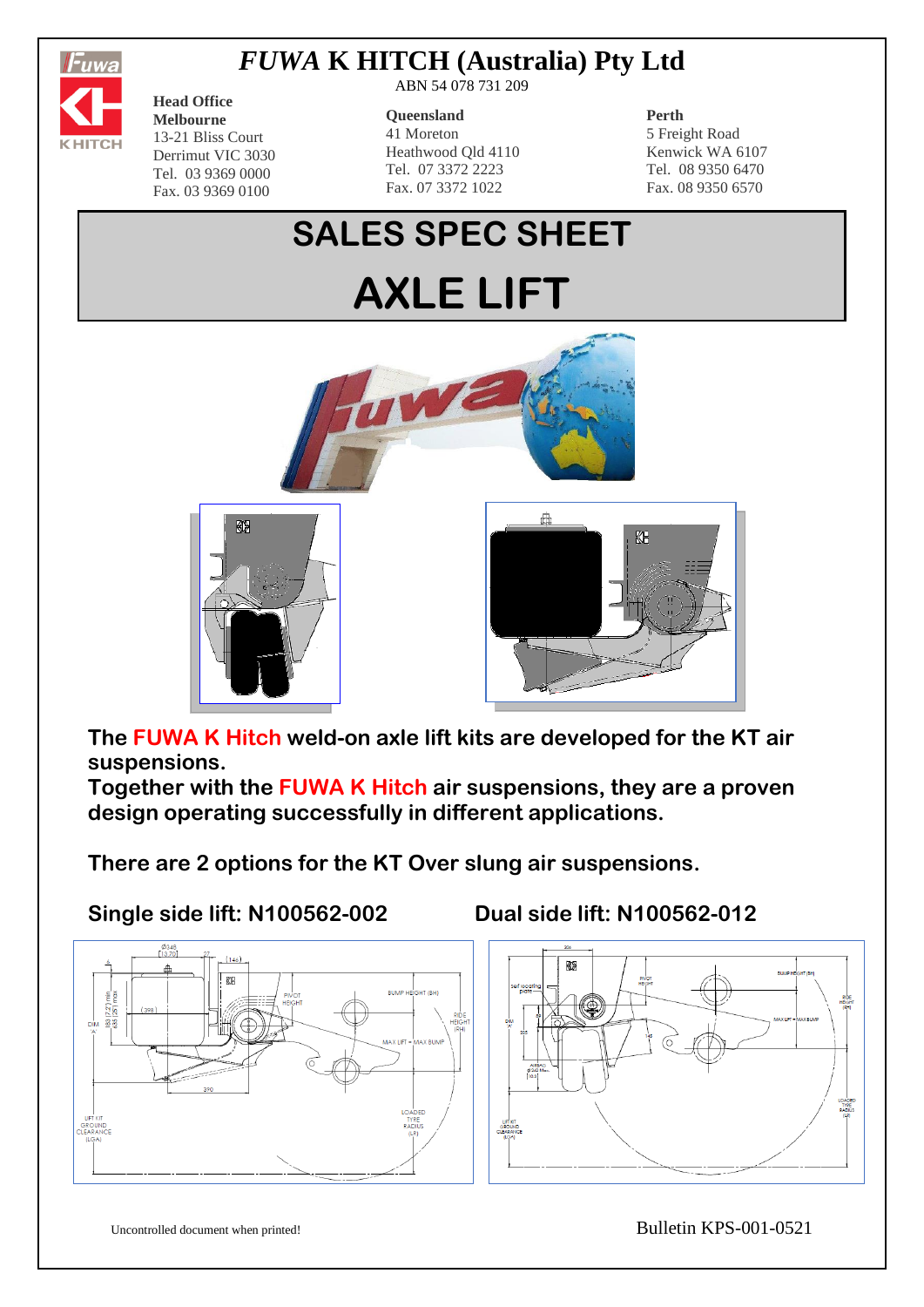# *FUWA* K HITCH (Australia) Pty Ltd

ABN 54 078 731 209

**Head Office**
**Melbourne**
13-21 Bliss Court
Derrimut VIC 3030
Tel. 03 9369 0000
Fax. 03 9369 0100

**Queensland**
41 Moreton
Heathwood Qld 4110
Tel. 07 3372 2223
Fax. 07 3372 1022

**Perth**
5 Freight Road
Kenwick WA 6107
Tel. 08 9350 6470
Fax. 08 9350 6570

# SALES SPEC SHEET

# AXLE LIFT

**The FUWA K Hitch weld-on axle lift kits are developed for the KT air suspensions.**
**Together with the FUWA K Hitch air suspensions, they are a proven design operating successfully in different applications.**

**There are 2 options for the KT Over slung air suspensions.**

**Single side lift: N100562-002**

**Dual side lift: N100562-012**

Uncontrolled document when printed!

Bulletin KPS-001-0521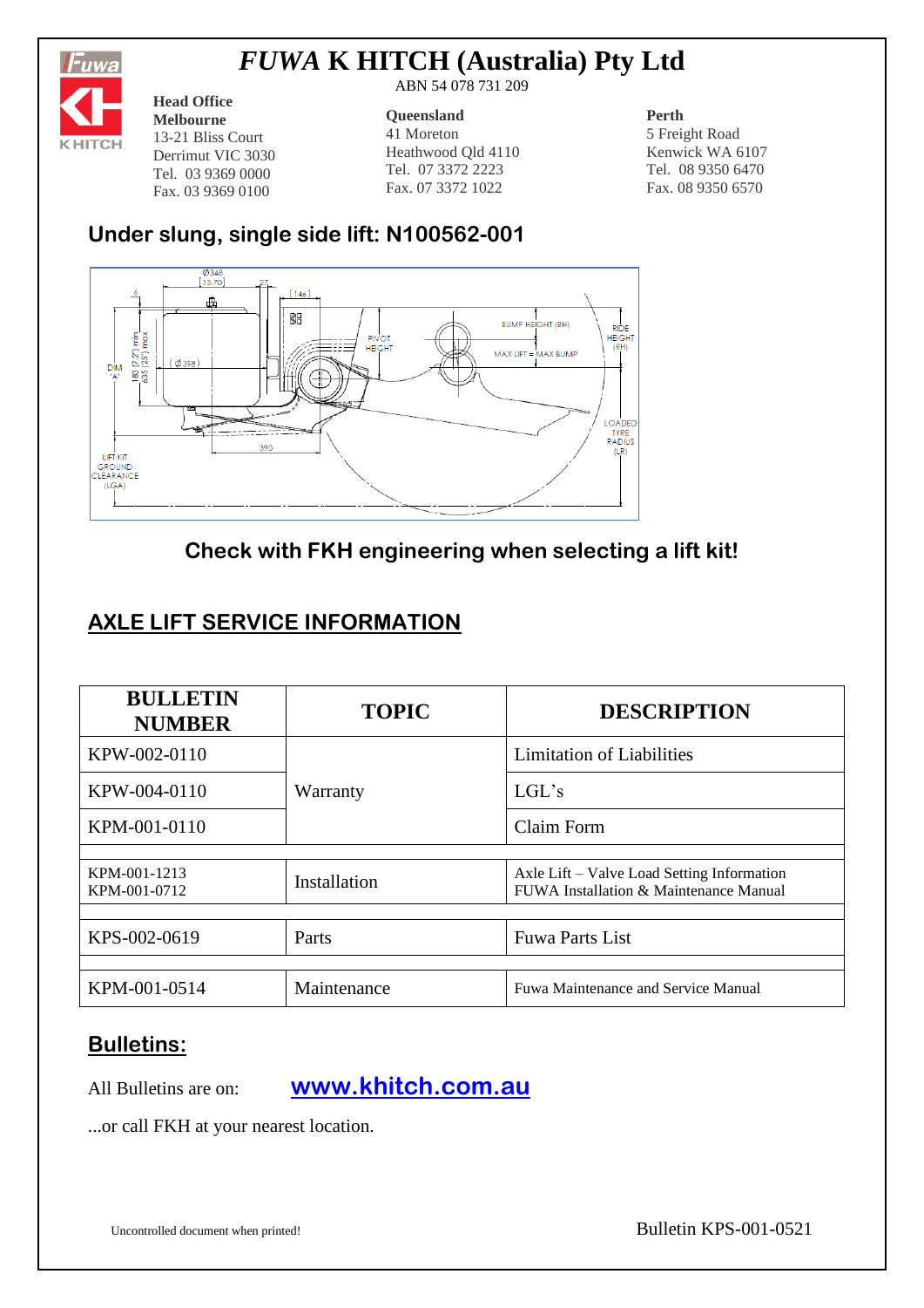# *FUWA* K HITCH (Australia) Pty Ltd

ABN 54 078 731 209

**Head Office**
**Melbourne**
13-21 Bliss Court
Derrimut VIC 3030
Tel. 03 9369 0000
Fax. 03 9369 0100

**Queensland**
41 Moreton
Heathwood Qld 4110
Tel. 07 3372 2223
Fax. 07 3372 1022

**Perth**
5 Freight Road
Kenwick WA 6107
Tel. 08 9350 6470
Fax. 08 9350 6570

## Under slung, single side lift: N100562-001

Ø348
[13.70]
6
27
(146)
DIM 'A'
183 [7.2"] min
635 [25"] max
(Ø398)
390
PIVOT HEIGHT
BUMP HEIGHT (BH)
MAX LIFT = MAX BUMP
RIDE HEIGHT (RH)
LOADED TYRE RADIUS (LR)
LIFT KIT GROUND CLEARANCE (LGA)

**Check with FKH engineering when selecting a lift kit!**

## AXLE LIFT SERVICE INFORMATION

| BULLETIN NUMBER | TOPIC | DESCRIPTION |
|---|---|---|
| KPW-002-0110 | Warranty | Limitation of Liabilities |
| KPW-004-0110 | | LGL's |
| KPM-001-0110 | | Claim Form |
| | | |
| KPM-001-1213<br>KPM-001-0712 | Installation | Axle Lift – Valve Load Setting Information<br>FUWA Installation & Maintenance Manual |
| | | |
| KPS-002-0619 | Parts | Fuwa Parts List |
| | | |
| KPM-001-0514 | Maintenance | Fuwa Maintenance and Service Manual |

## Bulletins:

All Bulletins are on: **www.khitch.com.au**

...or call FKH at your nearest location.

Uncontrolled document when printed!

Bulletin KPS-001-0521